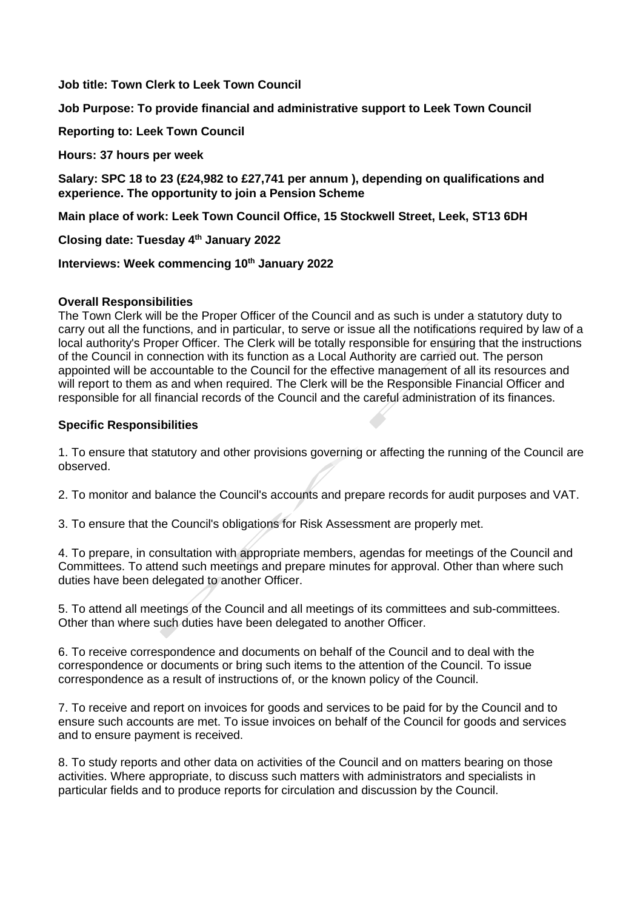**Job title: Town Clerk to Leek Town Council**

**Job Purpose: To provide financial and administrative support to Leek Town Council**

**Reporting to: Leek Town Council**

**Hours: 37 hours per week**

**Salary: SPC 18 to 23 (£24,982 to £27,741 per annum ), depending on qualifications and experience. The opportunity to join a Pension Scheme**

**Main place of work: Leek Town Council Office, 15 Stockwell Street, Leek, ST13 6DH**

**Closing date: Tuesday 4th January 2022**

**Interviews: Week commencing 10th January 2022**

**Overall Responsibilities**

The Town Clerk will be the Proper Officer of the Council and as such is under a statutory duty to carry out all the functions, and in particular, to serve or issue all the notifications required by law of a local authority's Proper Officer. The Clerk will be totally responsible for ensuring that the instructions of the Council in connection with its function as a Local Authority are carried out. The person appointed will be accountable to the Council for the effective management of all its resources and will report to them as and when required. The Clerk will be the Responsible Financial Officer and responsible for all financial records of the Council and the careful administration of its finances.

**Specific Responsibilities**

1. To ensure that statutory and other provisions governing or affecting the running of the Council are observed.

2. To monitor and balance the Council's accounts and prepare records for audit purposes and VAT.

3. To ensure that the Council's obligations for Risk Assessment are properly met.

4. To prepare, in consultation with appropriate members, agendas for meetings of the Council and Committees. To attend such meetings and prepare minutes for approval. Other than where such duties have been delegated to another Officer.

5. To attend all meetings of the Council and all meetings of its committees and sub-committees. Other than where such duties have been delegated to another Officer.

6. To receive correspondence and documents on behalf of the Council and to deal with the correspondence or documents or bring such items to the attention of the Council. To issue correspondence as a result of instructions of, or the known policy of the Council.

7. To receive and report on invoices for goods and services to be paid for by the Council and to ensure such accounts are met. To issue invoices on behalf of the Council for goods and services and to ensure payment is received.

8. To study reports and other data on activities of the Council and on matters bearing on those activities. Where appropriate, to discuss such matters with administrators and specialists in particular fields and to produce reports for circulation and discussion by the Council.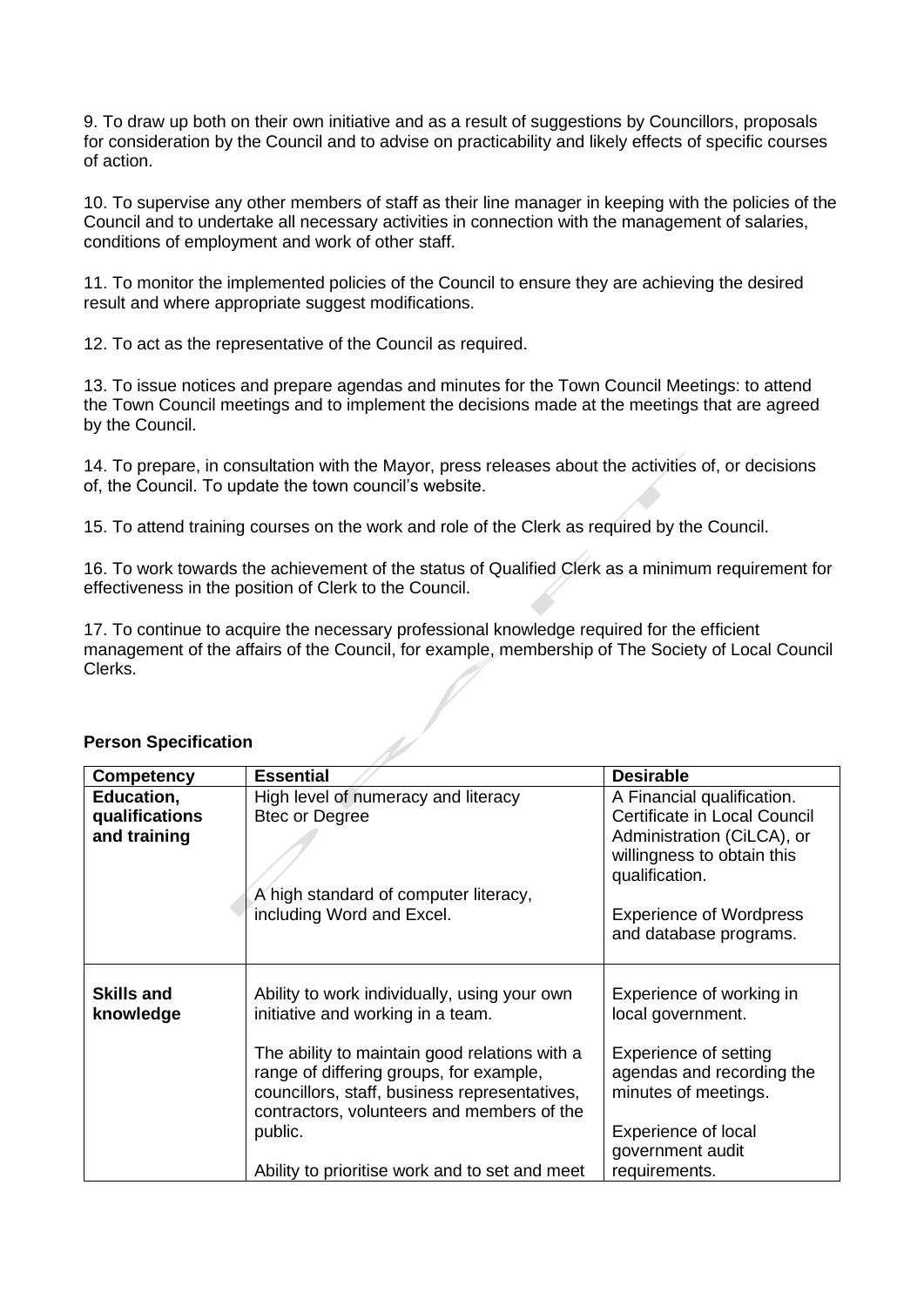9. To draw up both on their own initiative and as a result of suggestions by Councillors, proposals for consideration by the Council and to advise on practicability and likely effects of specific courses of action.

10. To supervise any other members of staff as their line manager in keeping with the policies of the Council and to undertake all necessary activities in connection with the management of salaries, conditions of employment and work of other staff.

11. To monitor the implemented policies of the Council to ensure they are achieving the desired result and where appropriate suggest modifications.

12. To act as the representative of the Council as required.

13. To issue notices and prepare agendas and minutes for the Town Council Meetings: to attend the Town Council meetings and to implement the decisions made at the meetings that are agreed by the Council.

14. To prepare, in consultation with the Mayor, press releases about the activities of, or decisions of, the Council. To update the town council's website.

15. To attend training courses on the work and role of the Clerk as required by the Council.

16. To work towards the achievement of the status of Qualified Clerk as a minimum requirement for effectiveness in the position of Clerk to the Council.

17. To continue to acquire the necessary professional knowledge required for the efficient management of the affairs of the Council, for example, membership of The Society of Local Council Clerks.

**Person Specification**

| Competency | Essential | Desirable |
|---|---|---|
| **Education, qualifications and training** | High level of numeracy and literacy<br>Btec or Degree<br><br>A high standard of computer literacy, including Word and Excel. | A Financial qualification.<br>Certificate in Local Council Administration (CiLCA), or willingness to obtain this qualification.<br><br>Experience of Wordpress and database programs. |
| **Skills and knowledge** | Ability to work individually, using your own initiative and working in a team.<br><br>The ability to maintain good relations with a range of differing groups, for example, councillors, staff, business representatives, contractors, volunteers and members of the public.<br><br>Ability to prioritise work and to set and meet | Experience of working in local government.<br><br>Experience of setting agendas and recording the minutes of meetings.<br><br>Experience of local government audit requirements. |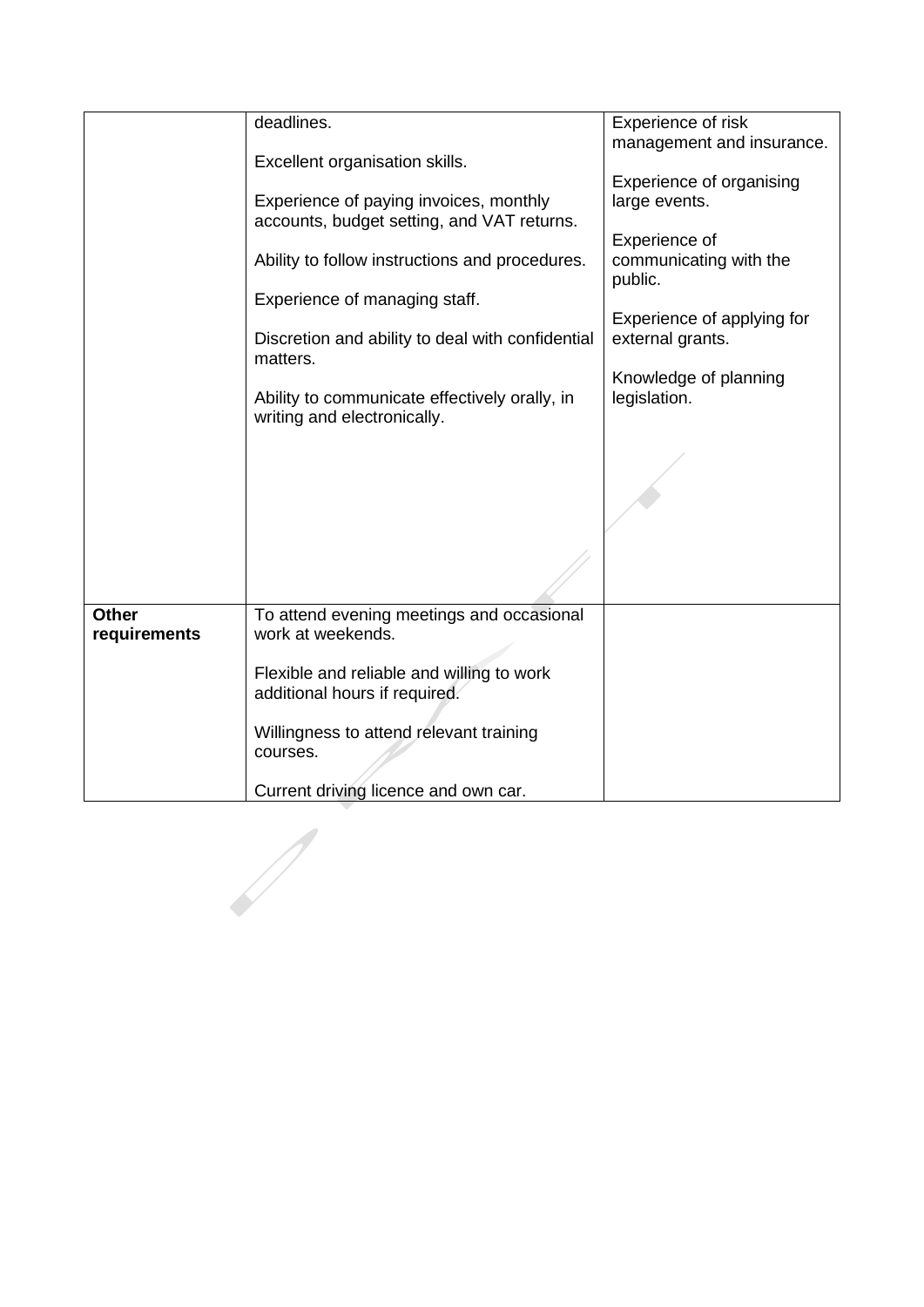| | | |
|---|---|---|
| | deadlines.<br><br>Excellent organisation skills.<br><br>Experience of paying invoices, monthly accounts, budget setting, and VAT returns.<br><br>Ability to follow instructions and procedures.<br><br>Experience of managing staff.<br><br>Discretion and ability to deal with confidential matters.<br><br>Ability to communicate effectively orally, in writing and electronically. | Experience of risk management and insurance.<br><br>Experience of organising large events.<br><br>Experience of communicating with the public.<br><br>Experience of applying for external grants.<br><br>Knowledge of planning legislation. |
| **Other requirements** | To attend evening meetings and occasional work at weekends.<br><br>Flexible and reliable and willing to work additional hours if required.<br><br>Willingness to attend relevant training courses.<br><br>Current driving licence and own car. | |